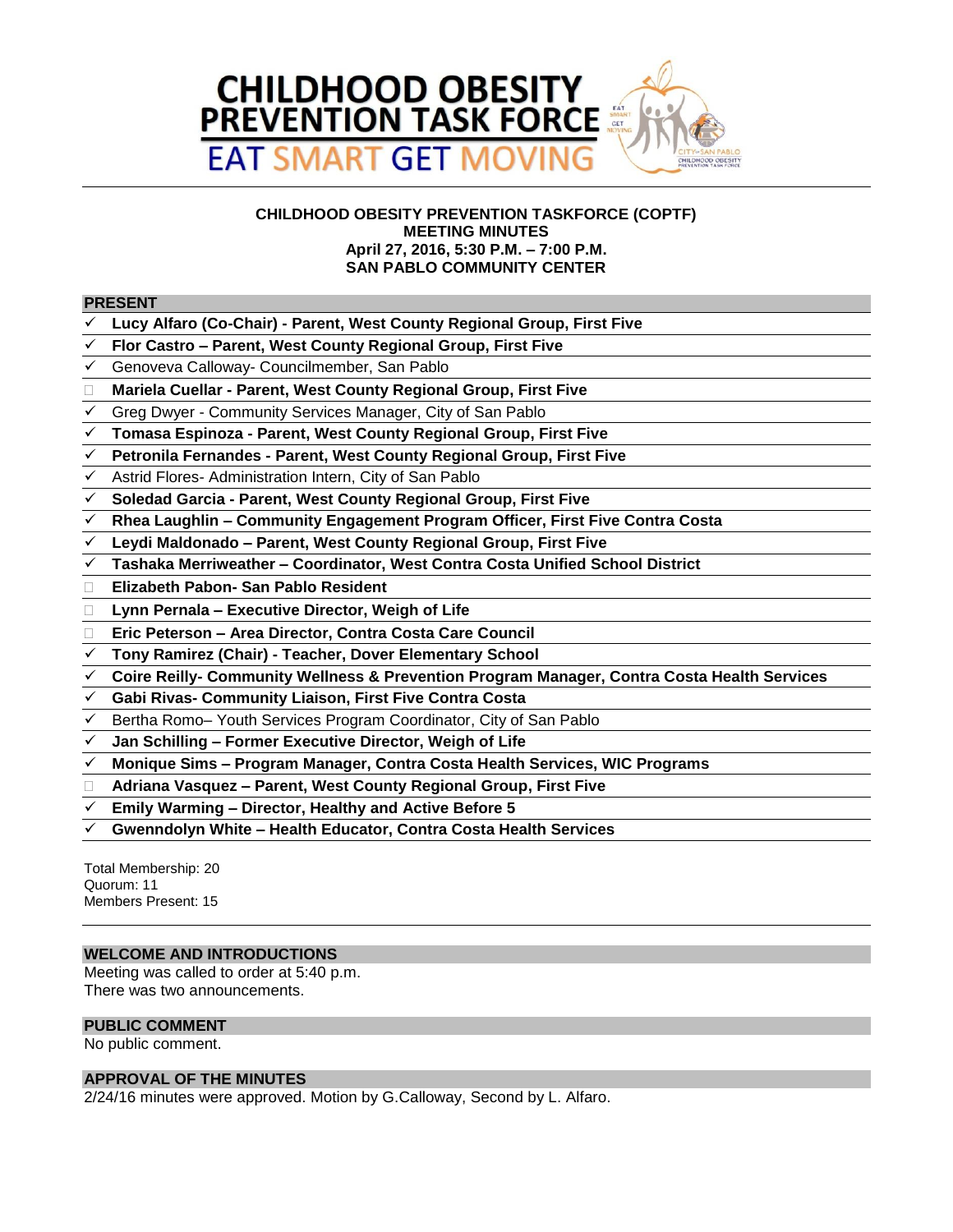# CHILDHOOD OBESITY PREVENTION TASK FORCE

## EAT SMART GET MOVING

**CHILDHOOD OBESITY PREVENTION TASKFORCE (COPTF)**
**MEETING MINUTES**
**April 27, 2016, 5:30 P.M. – 7:00 P.M.**
**SAN PABLO COMMUNITY CENTER**

### PRESENT

- ✓ **Lucy Alfaro (Co-Chair) - Parent, West County Regional Group, First Five**
- ✓ **Flor Castro – Parent, West County Regional Group, First Five**
- ✓ Genoveva Calloway- Councilmember, San Pablo
- □ **Mariela Cuellar - Parent, West County Regional Group, First Five**
- ✓ Greg Dwyer - Community Services Manager, City of San Pablo
- ✓ **Tomasa Espinoza - Parent, West County Regional Group, First Five**
- ✓ **Petronila Fernandes - Parent, West County Regional Group, First Five**
- ✓ Astrid Flores- Administration Intern, City of San Pablo
- ✓ **Soledad Garcia - Parent, West County Regional Group, First Five**
- ✓ **Rhea Laughlin – Community Engagement Program Officer, First Five Contra Costa**
- ✓ **Leydi Maldonado – Parent, West County Regional Group, First Five**
- ✓ **Tashaka Merriweather – Coordinator, West Contra Costa Unified School District**
- □ **Elizabeth Pabon- San Pablo Resident**
- □ **Lynn Pernala – Executive Director, Weigh of Life**
- □ **Eric Peterson – Area Director, Contra Costa Care Council**
- ✓ **Tony Ramirez (Chair) - Teacher, Dover Elementary School**
- ✓ **Coire Reilly- Community Wellness & Prevention Program Manager, Contra Costa Health Services**
- ✓ **Gabi Rivas- Community Liaison, First Five Contra Costa**
- ✓ Bertha Romo– Youth Services Program Coordinator, City of San Pablo
- ✓ **Jan Schilling – Former Executive Director, Weigh of Life**
- ✓ **Monique Sims – Program Manager, Contra Costa Health Services, WIC Programs**
- □ **Adriana Vasquez – Parent, West County Regional Group, First Five**
- ✓ **Emily Warming – Director, Healthy and Active Before 5**
- ✓ **Gwenndolyn White – Health Educator, Contra Costa Health Services**

Total Membership: 20
Quorum: 11
Members Present: 15

### WELCOME AND INTRODUCTIONS

Meeting was called to order at 5:40 p.m.
There was two announcements.

### PUBLIC COMMENT

No public comment.

### APPROVAL OF THE MINUTES

2/24/16 minutes were approved. Motion by G.Calloway, Second by L. Alfaro.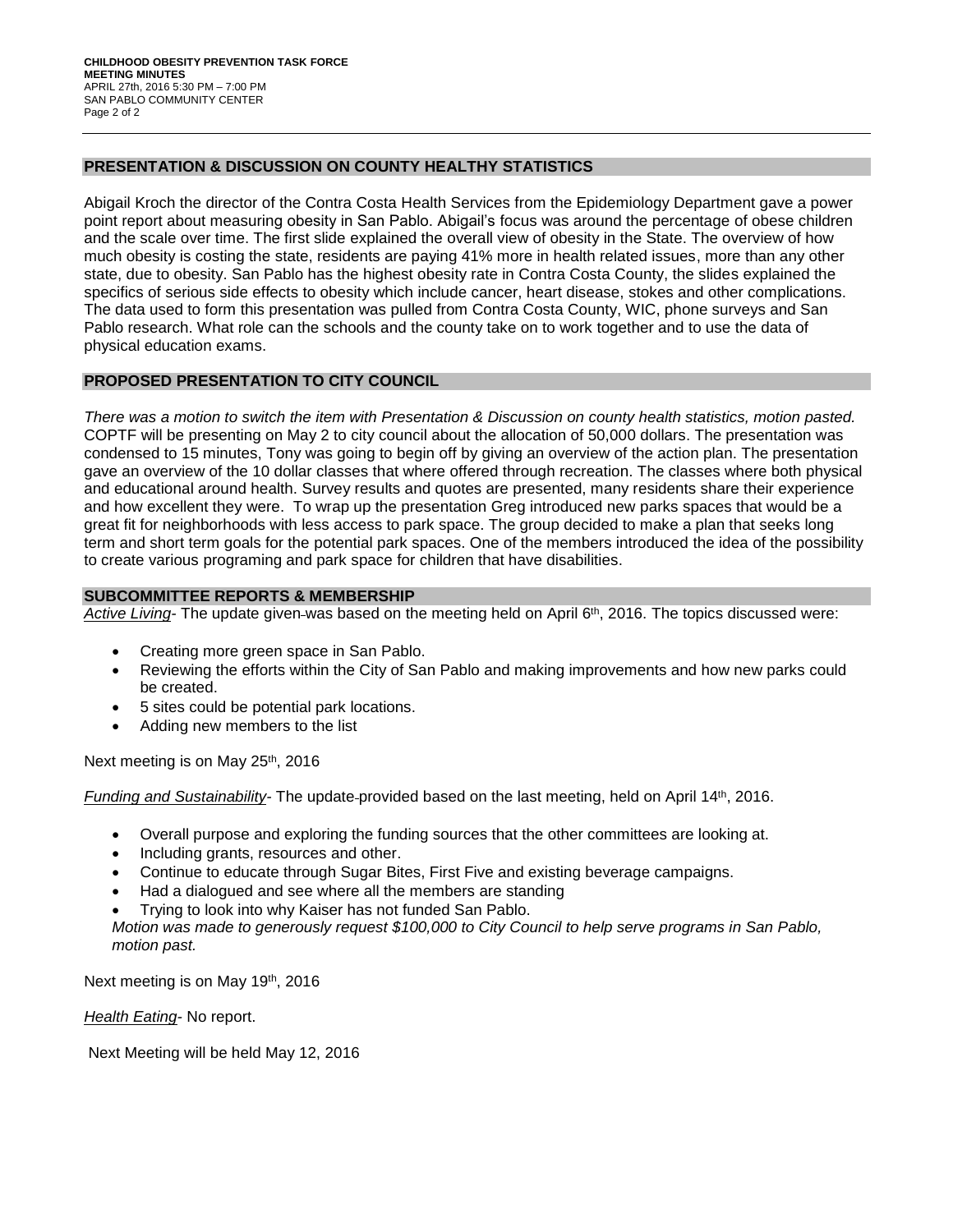## PRESENTATION & DISCUSSION ON COUNTY HEALTHY STATISTICS

Abigail Kroch the director of the Contra Costa Health Services from the Epidemiology Department gave a power point report about measuring obesity in San Pablo. Abigail's focus was around the percentage of obese children and the scale over time. The first slide explained the overall view of obesity in the State. The overview of how much obesity is costing the state, residents are paying 41% more in health related issues, more than any other state, due to obesity. San Pablo has the highest obesity rate in Contra Costa County, the slides explained the specifics of serious side effects to obesity which include cancer, heart disease, stokes and other complications. The data used to form this presentation was pulled from Contra Costa County, WIC, phone surveys and San Pablo research. What role can the schools and the county take on to work together and to use the data of physical education exams.

## PROPOSED PRESENTATION TO CITY COUNCIL

*There was a motion to switch the item with Presentation & Discussion on county health statistics, motion pasted.* COPTF will be presenting on May 2 to city council about the allocation of 50,000 dollars. The presentation was condensed to 15 minutes, Tony was going to begin off by giving an overview of the action plan. The presentation gave an overview of the 10 dollar classes that where offered through recreation. The classes where both physical and educational around health. Survey results and quotes are presented, many residents share their experience and how excellent they were. To wrap up the presentation Greg introduced new parks spaces that would be a great fit for neighborhoods with less access to park space. The group decided to make a plan that seeks long term and short term goals for the potential park spaces. One of the members introduced the idea of the possibility to create various programing and park space for children that have disabilities.

## SUBCOMMITTEE REPORTS & MEMBERSHIP

*Active Living*- The update given was based on the meeting held on April 6th, 2016. The topics discussed were:

- Creating more green space in San Pablo.
- Reviewing the efforts within the City of San Pablo and making improvements and how new parks could be created.
- 5 sites could be potential park locations.
- Adding new members to the list

Next meeting is on May 25th, 2016

*Funding and Sustainability*- The update provided based on the last meeting, held on April 14th, 2016.

- Overall purpose and exploring the funding sources that the other committees are looking at.
- Including grants, resources and other.
- Continue to educate through Sugar Bites, First Five and existing beverage campaigns.
- Had a dialogued and see where all the members are standing
- Trying to look into why Kaiser has not funded San Pablo.

*Motion was made to generously request $100,000 to City Council to help serve programs in San Pablo, motion past.*

Next meeting is on May 19th, 2016

*Health Eating*- No report.

Next Meeting will be held May 12, 2016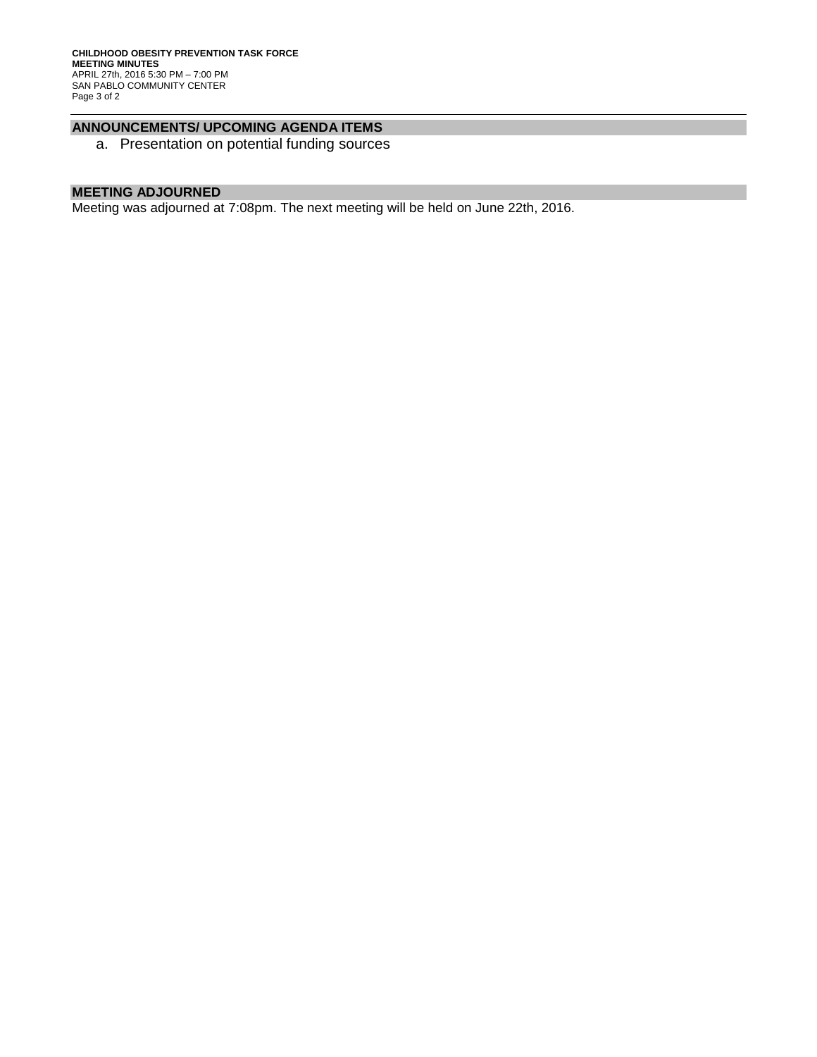## ANNOUNCEMENTS/ UPCOMING AGENDA ITEMS

a. Presentation on potential funding sources

## MEETING ADJOURNED

Meeting was adjourned at 7:08pm. The next meeting will be held on June 22th, 2016.